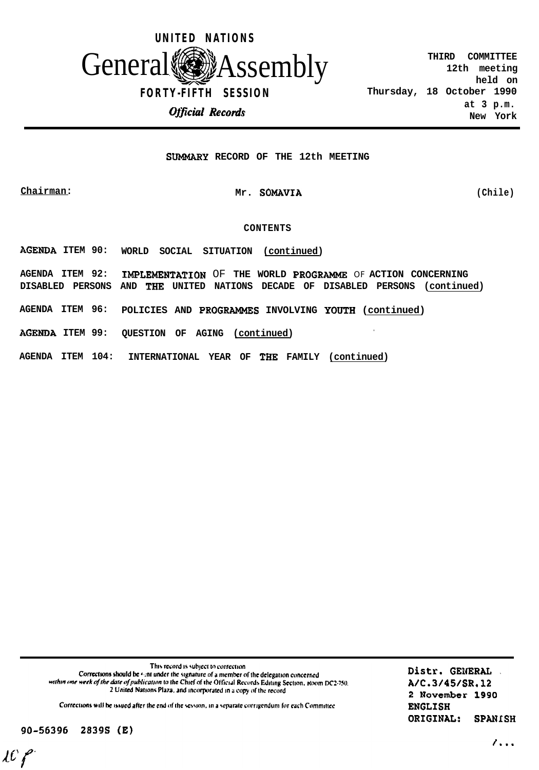UNITED NATIONS

# General Assembly

FORTY-FIFTH SESSION

*Official Records*

THIRD COMMITTEE
12th meeting
held on
Thursday, 18 October 1990
at 3 p.m.
New York

## SUMMARY RECORD OF THE 12th MEETING

Chairman: Mr. SOMAVIA (Chile)

CONTENTS

AGENDA ITEM 90: WORLD SOCIAL SITUATION (continued)

AGENDA ITEM 92: IMPLEMENTATION OF THE WORLD PROGRAMME OF ACTION CONCERNING DISABLED PERSONS AND THE UNITED NATIONS DECADE OF DISABLED PERSONS (continued)

AGENDA ITEM 96: POLICIES AND PROGRAMMES INVOLVING YOUTH (continued)

AGENDA ITEM 99: QUESTION OF AGING (continued)

AGENDA ITEM 104: INTERNATIONAL YEAR OF THE FAMILY (continued)

This record is subject to correction.
Corrections should be sent under the signature of a member of the delegation concerned *within one week of the date of publication* to the Chief of the Official Records Editing Section, Room DC2-750, 2 United Nations Plaza, and incorporated in a copy of the record.

Corrections will be issued after the end of the session, in a separate corrigendum for each Committee.

Distr. GENERAL
A/C.3/45/SR.12
2 November 1990
ENGLISH
ORIGINAL: SPANISH

90-56396 2839S (E)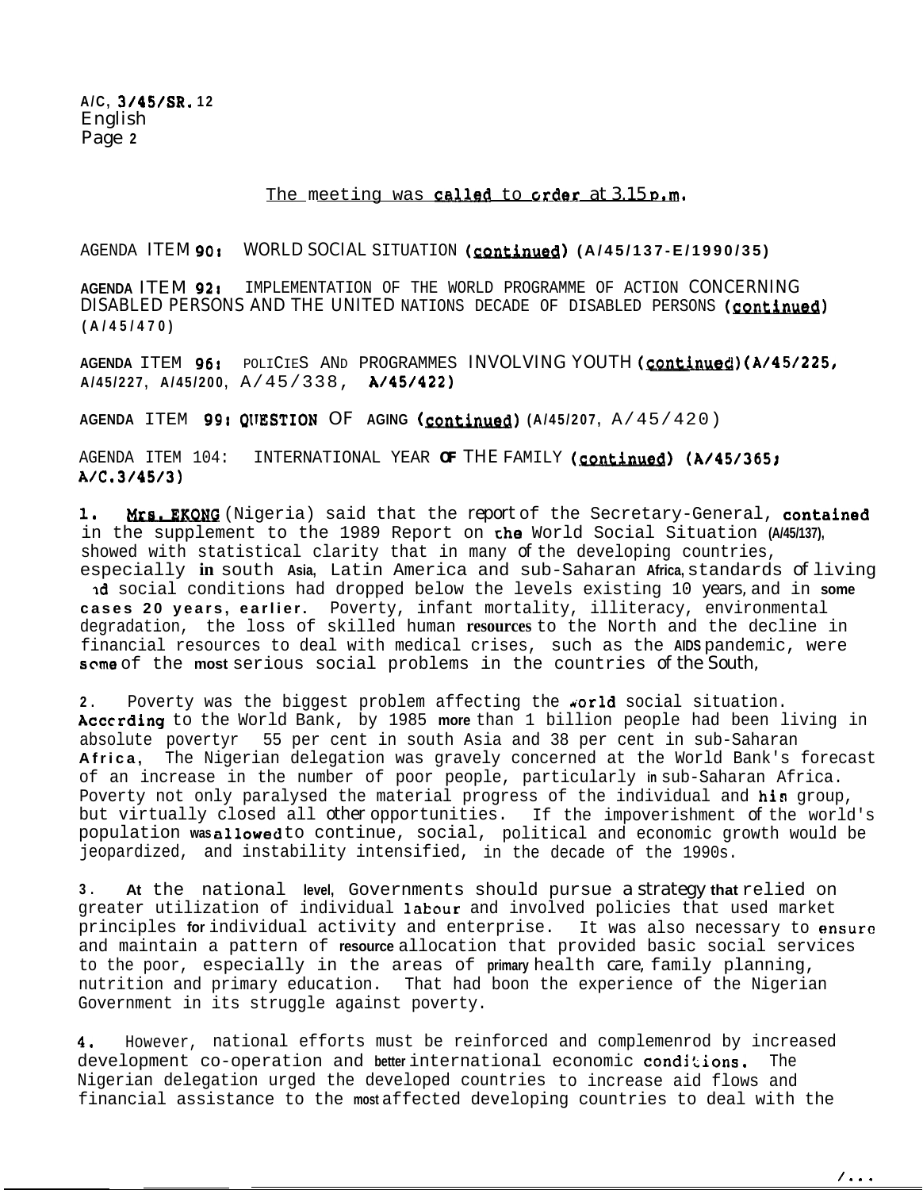The meeting was called to order at 3.15 p.m.

AGENDA ITEM 90: WORLD SOCIAL SITUATION (continued) (A/45/137-E/1990/35)

AGENDA ITEM 92: IMPLEMENTATION OF THE WORLD PROGRAMME OF ACTION CONCERNING DISABLED PERSONS AND THE UNITED NATIONS DECADE OF DISABLED PERSONS (continued) (A/45/470)

AGENDA ITEM 96: POLICIES AND PROGRAMMES INVOLVING YOUTH (continued) (A/45/225, A/45/227, A/45/200, A/45/338, A/45/422)

AGENDA ITEM 99: QUESTION OF AGING (continued) (A/45/207, A/45/420)

AGENDA ITEM 104: INTERNATIONAL YEAR OF THE FAMILY (continued) (A/45/365; A/C.3/45/3)

1. Mrs. EKONG (Nigeria) said that the report of the Secretary-General, contained in the supplement to the 1989 Report on the World Social Situation (A/45/137), showed with statistical clarity that in many of the developing countries, especially in south Asia, Latin America and sub-Saharan Africa, standards of living and social conditions had dropped below the levels existing 10 years, and in some cases 20 years, earlier. Poverty, infant mortality, illiteracy, environmental degradation, the loss of skilled human resources to the North and the decline in financial resources to deal with medical crises, such as the AIDS pandemic, were some of the most serious social problems in the countries of the South.

2. Poverty was the biggest problem affecting the world social situation. According to the World Bank, by 1985 more than 1 billion people had been living in absolute poverty: 55 per cent in south Asia and 38 per cent in sub-Saharan Africa. The Nigerian delegation was gravely concerned at the World Bank's forecast of an increase in the number of poor people, particularly in sub-Saharan Africa. Poverty not only paralysed the material progress of the individual and his group, but virtually closed all other opportunities. If the impoverishment of the world's population was allowed to continue, social, political and economic growth would be jeopardized, and instability intensified, in the decade of the 1990s.

3. At the national level, Governments should pursue a strategy that relied on greater utilization of individual labour and involved policies that used market principles for individual activity and enterprise. It was also necessary to ensure and maintain a pattern of resource allocation that provided basic social services to the poor, especially in the areas of primary health care, family planning, nutrition and primary education. That had boon the experience of the Nigerian Government in its struggle against poverty.

4. However, national efforts must be reinforced and complemenrod by increased development co-operation and better international economic conditions. The Nigerian delegation urged the developed countries to increase aid flows and financial assistance to the most affected developing countries to deal with the

/...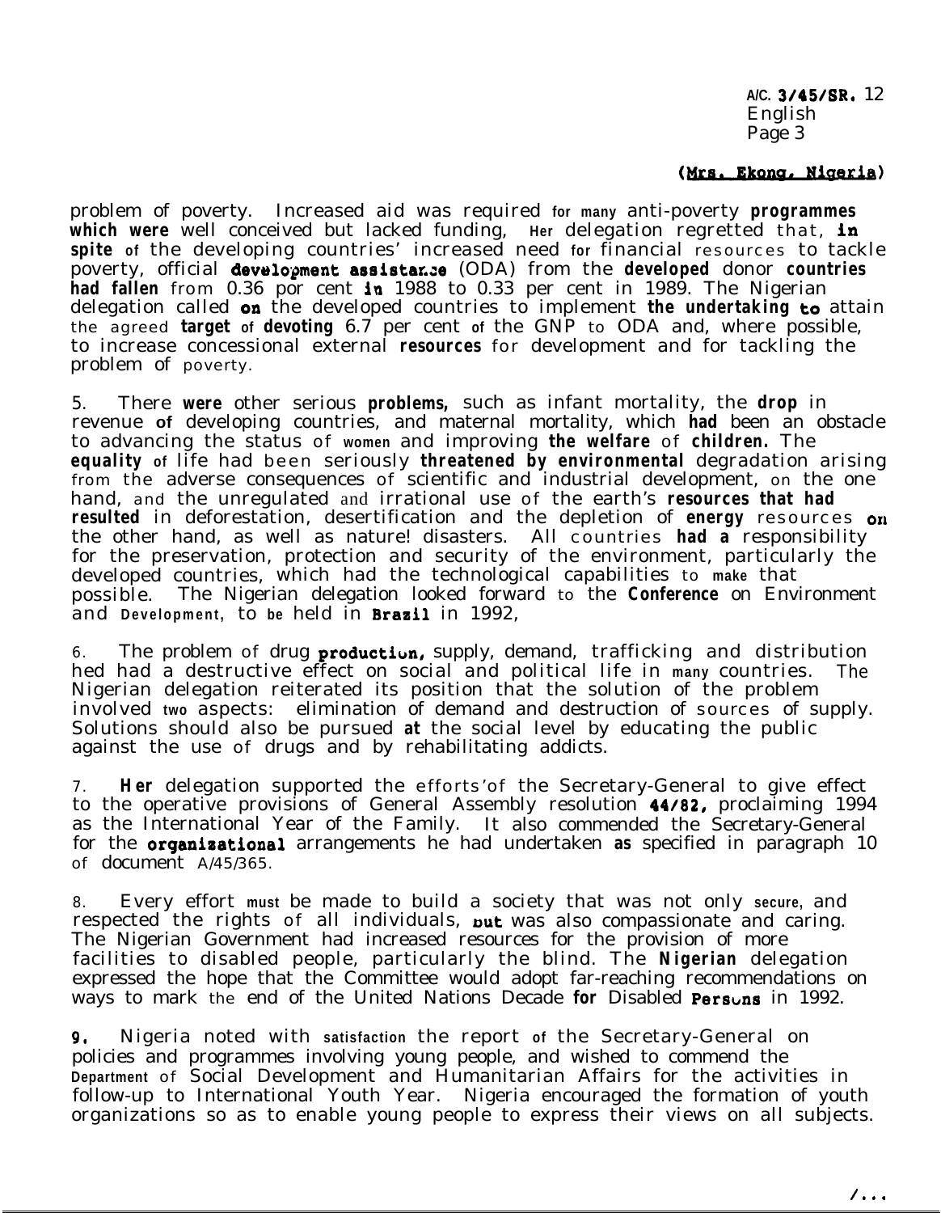(Mrs. Ekong, Nigeria)

problem of poverty. Increased aid was required for many anti-poverty programmes which were well conceived but lacked funding, Her delegation regretted that, in spite of the developing countries' increased need for financial resources to tackle poverty, official development assistance (ODA) from the developed donor countries had fallen from 0.36 por cent in 1988 to 0.33 per cent in 1989. The Nigerian delegation called on the developed countries to implement the undertaking to attain the agreed target of devoting 6.7 per cent of the GNP to ODA and, where possible, to increase concessional external resources for development and for tackling the problem of poverty.

5. There were other serious problems, such as infant mortality, the drop in revenue of developing countries, and maternal mortality, which had been an obstacle to advancing the status of women and improving the welfare of children. The equality of life had been seriously threatened by environmental degradation arising from the adverse consequences of scientific and industrial development, on the one hand, and the unregulated and irrational use of the earth's resources that had resulted in deforestation, desertification and the depletion of energy resources on the other hand, as well as nature! disasters. All countries had a responsibility for the preservation, protection and security of the environment, particularly the developed countries, which had the technological capabilities to make that possible. The Nigerian delegation looked forward to the Conference on Environment and Development, to be held in Brazil in 1992,

6. The problem of drug production, supply, demand, trafficking and distribution hed had a destructive effect on social and political life in many countries. The Nigerian delegation reiterated its position that the solution of the problem involved two aspects: elimination of demand and destruction of sources of supply. Solutions should also be pursued at the social level by educating the public against the use of drugs and by rehabilitating addicts.

7. Her delegation supported the efforts'of the Secretary-General to give effect to the operative provisions of General Assembly resolution 44/82, proclaiming 1994 as the International Year of the Family. It also commended the Secretary-General for the organizational arrangements he had undertaken as specified in paragraph 10 of document A/45/365.

8. Every effort must be made to build a society that was not only secure, and respected the rights of all individuals, but was also compassionate and caring. The Nigerian Government had increased resources for the provision of more facilities to disabled people, particularly the blind. The Nigerian delegation expressed the hope that the Committee would adopt far-reaching recommendations on ways to mark the end of the United Nations Decade for Disabled Persons in 1992.

9. Nigeria noted with satisfaction the report of the Secretary-General on policies and programmes involving young people, and wished to commend the Department of Social Development and Humanitarian Affairs for the activities in follow-up to International Youth Year. Nigeria encouraged the formation of youth organizations so as to enable young people to express their views on all subjects.

/...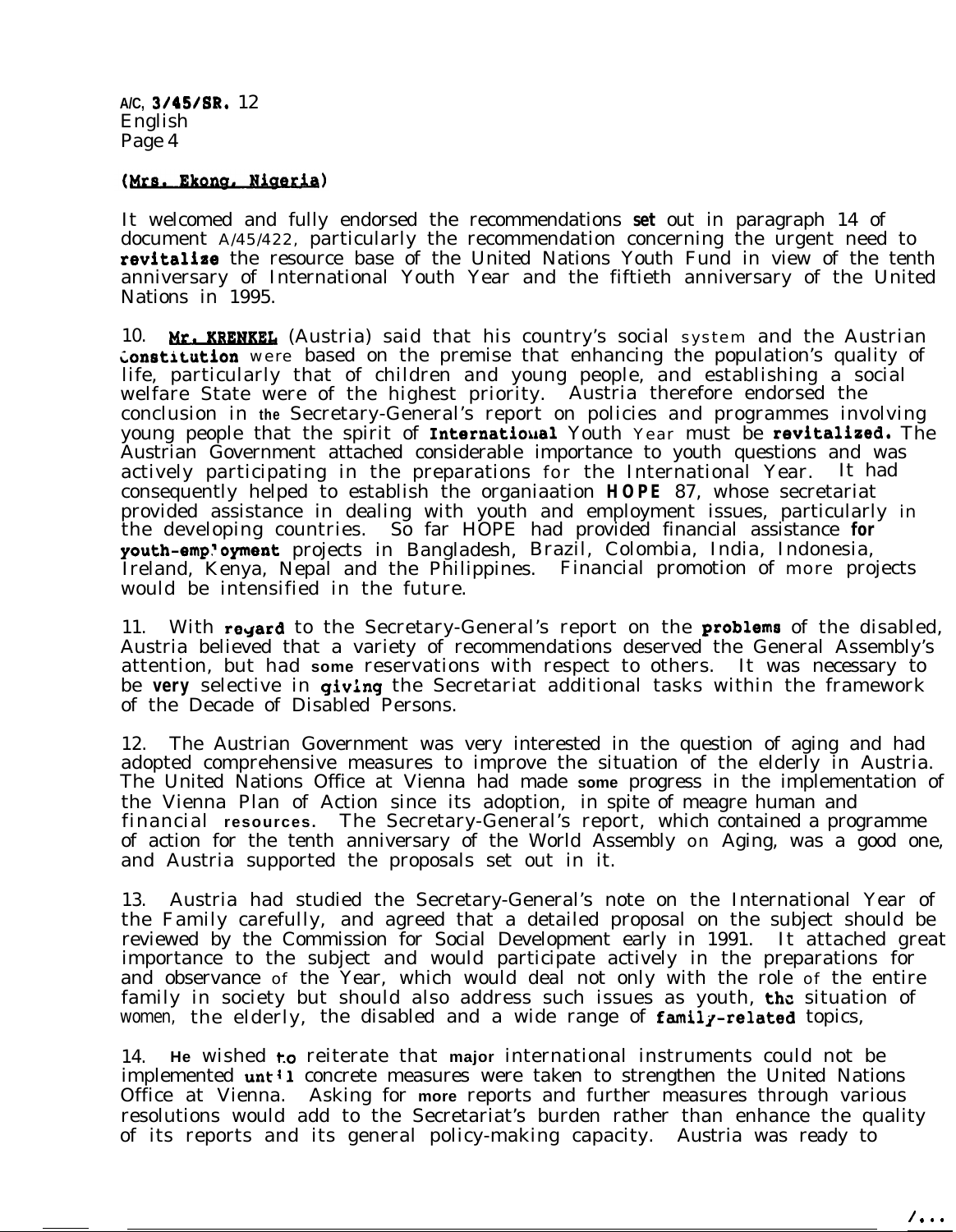(Mrs. Ekong, Nigeria)

It welcomed and fully endorsed the recommendations set out in paragraph 14 of document A/45/422, particularly the recommendation concerning the urgent need to revitalize the resource base of the United Nations Youth Fund in view of the tenth anniversary of International Youth Year and the fiftieth anniversary of the United Nations in 1995.

10. Mr. KRENKEL (Austria) said that his country's social system and the Austrian Constitution were based on the premise that enhancing the population's quality of life, particularly that of children and young people, and establishing a social welfare State were of the highest priority. Austria therefore endorsed the conclusion in the Secretary-General's report on policies and programmes involving young people that the spirit of International Youth Year must be revitalized. The Austrian Government attached considerable importance to youth questions and was actively participating in the preparations for the International Year. It had consequently helped to establish the organiaation HOPE 87, whose secretariat provided assistance in dealing with youth and employment issues, particularly in the developing countries. So far HOPE had provided financial assistance for youth-employment projects in Bangladesh, Brazil, Colombia, India, Indonesia, Ireland, Kenya, Nepal and the Philippines. Financial promotion of more projects would be intensified in the future.

11. With regard to the Secretary-General's report on the problems of the disabled, Austria believed that a variety of recommendations deserved the General Assembly's attention, but had some reservations with respect to others. It was necessary to be very selective in giving the Secretariat additional tasks within the framework of the Decade of Disabled Persons.

12. The Austrian Government was very interested in the question of aging and had adopted comprehensive measures to improve the situation of the elderly in Austria. The United Nations Office at Vienna had made some progress in the implementation of the Vienna Plan of Action since its adoption, in spite of meagre human and financial resources. The Secretary-General's report, which contained a programme of action for the tenth anniversary of the World Assembly on Aging, was a good one, and Austria supported the proposals set out in it.

13. Austria had studied the Secretary-General's note on the International Year of the Family carefully, and agreed that a detailed proposal on the subject should be reviewed by the Commission for Social Development early in 1991. It attached great importance to the subject and would participate actively in the preparations for and observance of the Year, which would deal not only with the role of the entire family in society but should also address such issues as youth, the situation of women, the elderly, the disabled and a wide range of family-related topics,

14. He wished to reiterate that major international instruments could not be implemented until concrete measures were taken to strengthen the United Nations Office at Vienna. Asking for more reports and further measures through various resolutions would add to the Secretariat's burden rather than enhance the quality of its reports and its general policy-making capacity. Austria was ready to

/...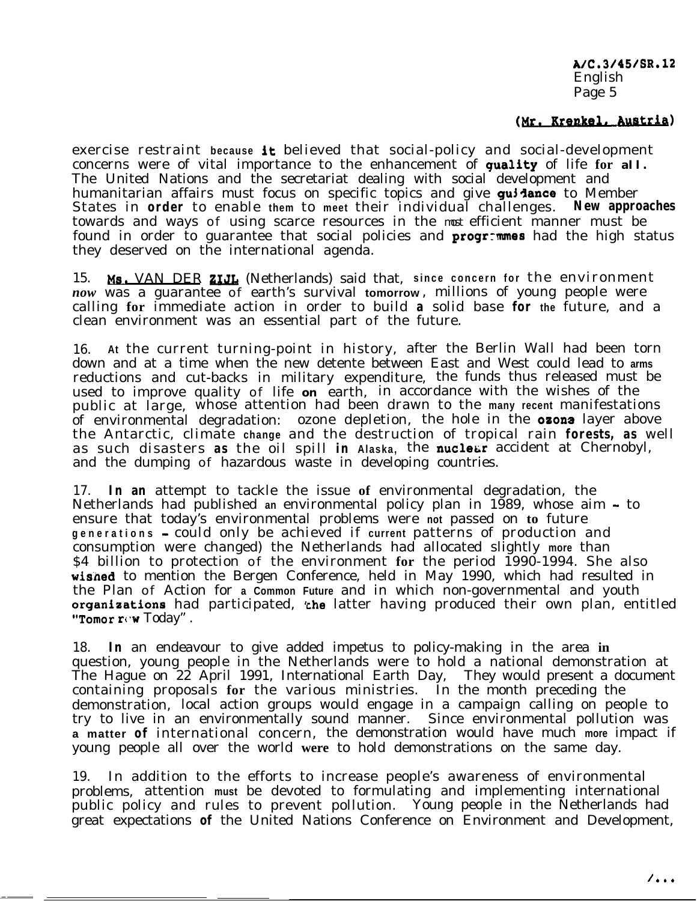(Mr. Krenkel, Austria)

exercise restraint because it believed that social-policy and social-development concerns were of vital importance to the enhancement of quality of life for all. The United Nations and the secretariat dealing with social development and humanitarian affairs must focus on specific topics and give guidance to Member States in order to enable them to meet their individual challenges. New approaches towards and ways of using scarce resources in the most efficient manner must be found in order to guarantee that social policies and programmes had the high status they deserved on the international agenda.

15. Ms. VAN DER ZIJL (Netherlands) said that, since concern for the environment *now* was a guarantee of earth's survival tomorrow, millions of young people were calling for immediate action in order to build a solid base for the future, and a clean environment was an essential part of the future.

16. At the current turning-point in history, after the Berlin Wall had been torn down and at a time when the new detente between East and West could lead to arms reductions and cut-backs in military expenditure, the funds thus released must be used to improve quality of life on earth, in accordance with the wishes of the public at large, whose attention had been drawn to the many recent manifestations of environmental degradation: ozone depletion, the hole in the ozone layer above the Antarctic, climate change and the destruction of tropical rain forests, as well as such disasters as the oil spill in Alaska, the nuclear accident at Chernobyl, and the dumping of hazardous waste in developing countries.

17. In an attempt to tackle the issue of environmental degradation, the Netherlands had published an environmental policy plan in 1989, whose aim - to ensure that today's environmental problems were not passed on to future generations - could only be achieved if current patterns of production and consumption were changed) the Netherlands had allocated slightly more than $4 billion to protection of the environment for the period 1990-1994. She also wished to mention the Bergen Conference, held in May 1990, which had resulted in the Plan of Action for a Common Future and in which non-governmental and youth organizations had participated, the latter having produced their own plan, entitled "Tomorrow Today".

18. In an endeavour to give added impetus to policy-making in the area in question, young people in the Netherlands were to hold a national demonstration at The Hague on 22 April 1991, International Earth Day, They would present a document containing proposals for the various ministries. In the month preceding the demonstration, local action groups would engage in a campaign calling on people to try to live in an environmentally sound manner. Since environmental pollution was a matter of international concern, the demonstration would have much more impact if young people all over the world were to hold demonstrations on the same day.

19. In addition to the efforts to increase people's awareness of environmental problems, attention must be devoted to formulating and implementing international public policy and rules to prevent pollution. Young people in the Netherlands had great expectations of the United Nations Conference on Environment and Development,

/...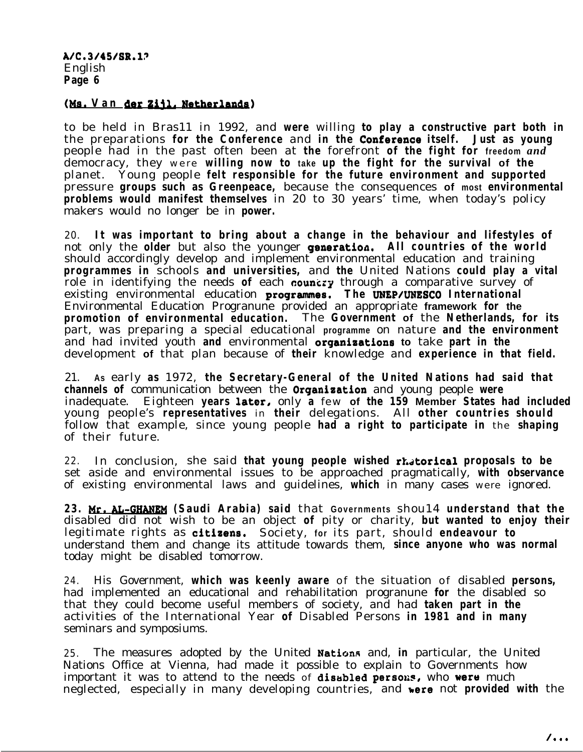(Ms. Van der Zijl, Netherlands)

to be held in Brasil in 1992, and were willing to play a constructive part both in the preparations for the Conference and in the Conference itself. Just as young people had in the past often been at the forefront of the fight for freedom and democracy, they were willing now to take up the fight for the survival of the planet. Young people felt responsible for the future environment and supported pressure groups such as Greenpeace, because the consequences of most environmental problems would manifest themselves in 20 to 30 years' time, when today's policy makers would no longer be in power.

20. It was important to bring about a change in the behaviour and lifestyles of not only the older but also the younger generation. All countries of the world should accordingly develop and implement environmental education and training programmes in schools and universities, and the United Nations could play a vital role in identifying the needs of each country through a comparative survey of existing environmental education programmes. The UNEP/UNESCO International Environmental Education Programme provided an appropriate framework for the promotion of environmental education. The Government of the Netherlands, for its part, was preparing a special educational programme on nature and the environment and had invited youth and environmental organizations to take part in the development of that plan because of their knowledge and experience in that field.

21. As early as 1972, the Secretary-General of the United Nations had said that channels of communication between the Organization and young people were inadequate. Eighteen years later, only a few of the 159 Member States had included young people's representatives in their delegations. All other countries should follow that example, since young people had a right to participate in the shaping of their future.

22. In conclusion, she said that young people wished rhetorical proposals to be set aside and environmental issues to be approached pragmatically, with observance of existing environmental laws and guidelines, which in many cases were ignored.

23. Mr. AL-GHANEM (Saudi Arabia) said that Governments should understand that the disabled did not wish to be an object of pity or charity, but wanted to enjoy their legitimate rights as citizens. Society, for its part, should endeavour to understand them and change its attitude towards them, since anyone who was normal today might be disabled tomorrow.

24. His Government, which was keenly aware of the situation of disabled persons, had implemented an educational and rehabilitation programme for the disabled so that they could become useful members of society, and had taken part in the activities of the International Year of Disabled Persons in 1981 and in many seminars and symposiums.

25. The measures adopted by the United Nations and, in particular, the United Nations Office at Vienna, had made it possible to explain to Governments how important it was to attend to the needs of disabled persons, who were much neglected, especially in many developing countries, and were not provided with the

/...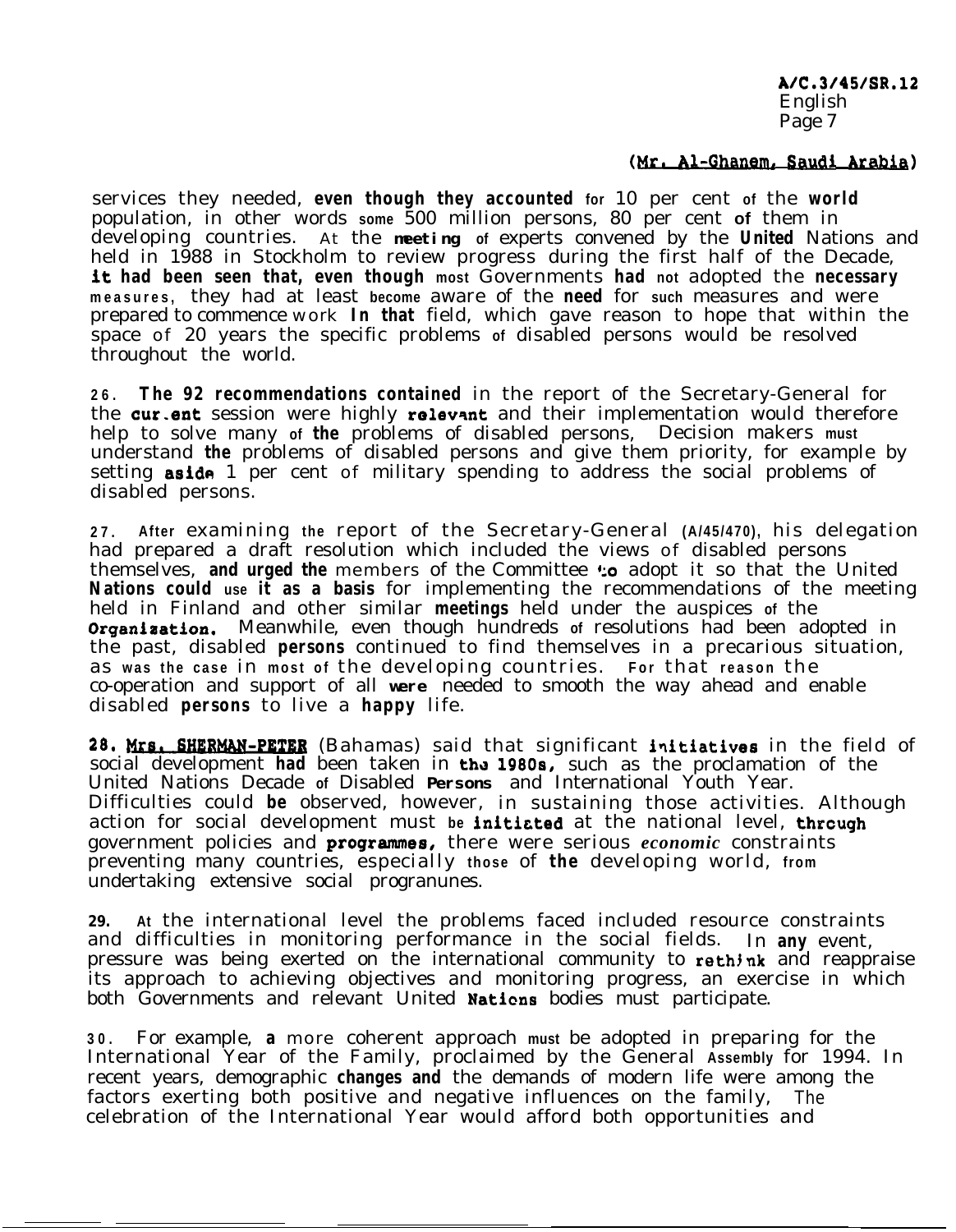(Mr. Al-Ghanem, Saudi Arabia)

services they needed, even though they accounted for 10 per cent of the world population, in other words some 500 million persons, 80 per cent of them in developing countries. At the meeting of experts convened by the United Nations and held in 1988 in Stockholm to review progress during the first half of the Decade, it had been seen that, even though most Governments had not adopted the necessary measures, they had at least become aware of the need for such measures and were prepared to commence work In that field, which gave reason to hope that within the space of 20 years the specific problems of disabled persons would be resolved throughout the world.

26. The 92 recommendations contained in the report of the Secretary-General for the current session were highly relevant and their implementation would therefore help to solve many of the problems of disabled persons, Decision makers must understand the problems of disabled persons and give them priority, for example by setting aside 1 per cent of military spending to address the social problems of disabled persons.

27. After examining the report of the Secretary-General (A/45/470), his delegation had prepared a draft resolution which included the views of disabled persons themselves, and urged the members of the Committee to adopt it so that the United Nations could use it as a basis for implementing the recommendations of the meeting held in Finland and other similar meetings held under the auspices of the Organization. Meanwhile, even though hundreds of resolutions had been adopted in the past, disabled persons continued to find themselves in a precarious situation, as was the case in most of the developing countries. For that reason the co-operation and support of all were needed to smooth the way ahead and enable disabled persons to live a happy life.

28. Mrs. SHERMAN-PETER (Bahamas) said that significant initiatives in the field of social development had been taken in the 1980s, such as the proclamation of the United Nations Decade of Disabled Persons and International Youth Year. Difficulties could be observed, however, in sustaining those activities. Although action for social development must be initiated at the national level, through government policies and programmes, there were serious economic constraints preventing many countries, especially those of the developing world, from undertaking extensive social programmes.

29. At the international level the problems faced included resource constraints and difficulties in monitoring performance in the social fields. In any event, pressure was being exerted on the international community to rethink and reappraise its approach to achieving objectives and monitoring progress, an exercise in which both Governments and relevant United Nations bodies must participate.

30. For example, a more coherent approach must be adopted in preparing for the International Year of the Family, proclaimed by the General Assembly for 1994. In recent years, demographic changes and the demands of modern life were among the factors exerting both positive and negative influences on the family, The celebration of the International Year would afford both opportunities and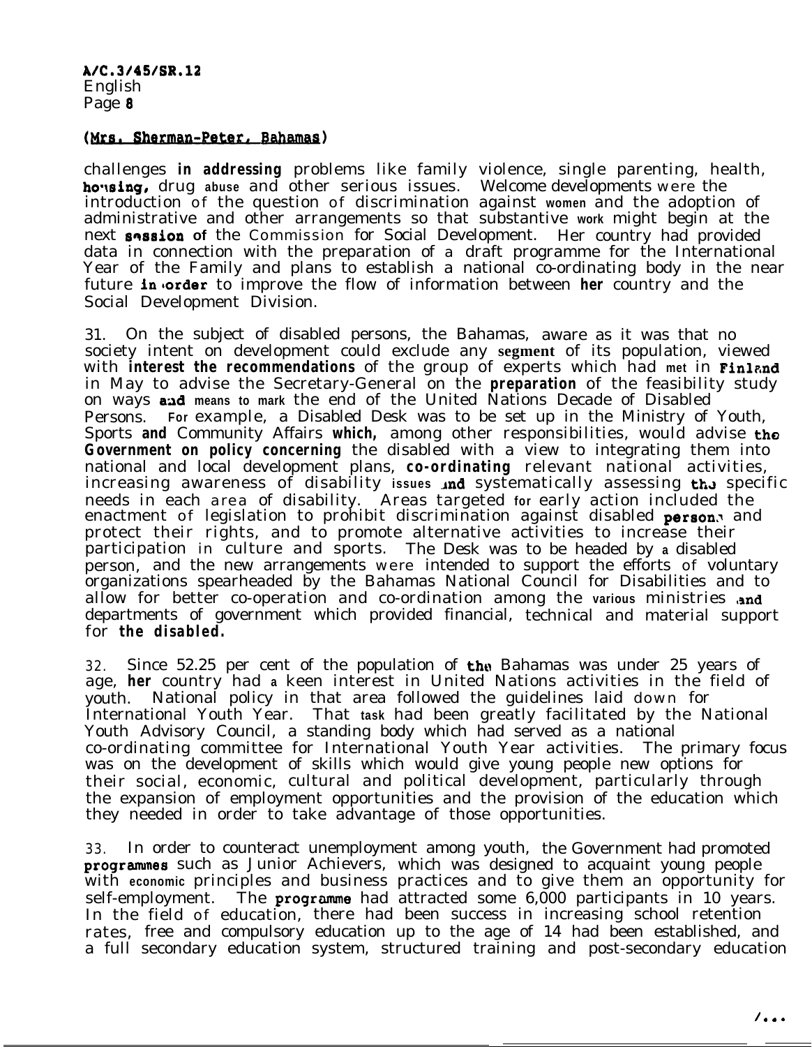(Mrs. Sherman-Peter, Bahamas)

challenges in addressing problems like family violence, single parenting, health, housing, drug abuse and other serious issues. Welcome developments were the introduction of the question of discrimination against women and the adoption of administrative and other arrangements so that substantive work might begin at the next session of the Commission for Social Development. Her country had provided data in connection with the preparation of a draft programme for the International Year of the Family and plans to establish a national co-ordinating body in the near future in order to improve the flow of information between her country and the Social Development Division.

31. On the subject of disabled persons, the Bahamas, aware as it was that no society intent on development could exclude any segment of its population, viewed with interest the recommendations of the group of experts which had met in Finland in May to advise the Secretary-General on the preparation of the feasibility study on ways and means to mark the end of the United Nations Decade of Disabled Persons. For example, a Disabled Desk was to be set up in the Ministry of Youth, Sports and Community Affairs which, among other responsibilities, would advise the Government on policy concerning the disabled with a view to integrating them into national and local development plans, co-ordinating relevant national activities, increasing awareness of disability issues and systematically assessing the specific needs in each area of disability. Areas targeted for early action included the enactment of legislation to prohibit discrimination against disabled persons and protect their rights, and to promote alternative activities to increase their participation in culture and sports. The Desk was to be headed by a disabled person, and the new arrangements were intended to support the efforts of voluntary organizations spearheaded by the Bahamas National Council for Disabilities and to allow for better co-operation and co-ordination among the various ministries and departments of government which provided financial, technical and material support for the disabled.

32. Since 52.25 per cent of the population of the Bahamas was under 25 years of age, her country had a keen interest in United Nations activities in the field of youth. National policy in that area followed the guidelines laid down for International Youth Year. That task had been greatly facilitated by the National Youth Advisory Council, a standing body which had served as a national co-ordinating committee for International Youth Year activities. The primary focus was on the development of skills which would give young people new options for their social, economic, cultural and political development, particularly through the expansion of employment opportunities and the provision of the education which they needed in order to take advantage of those opportunities.

33. In order to counteract unemployment among youth, the Government had promoted programmes such as Junior Achievers, which was designed to acquaint young people with economic principles and business practices and to give them an opportunity for self-employment. The programme had attracted some 6,000 participants in 10 years. In the field of education, there had been success in increasing school retention rates, free and compulsory education up to the age of 14 had been established, and a full secondary education system, structured training and post-secondary education

/...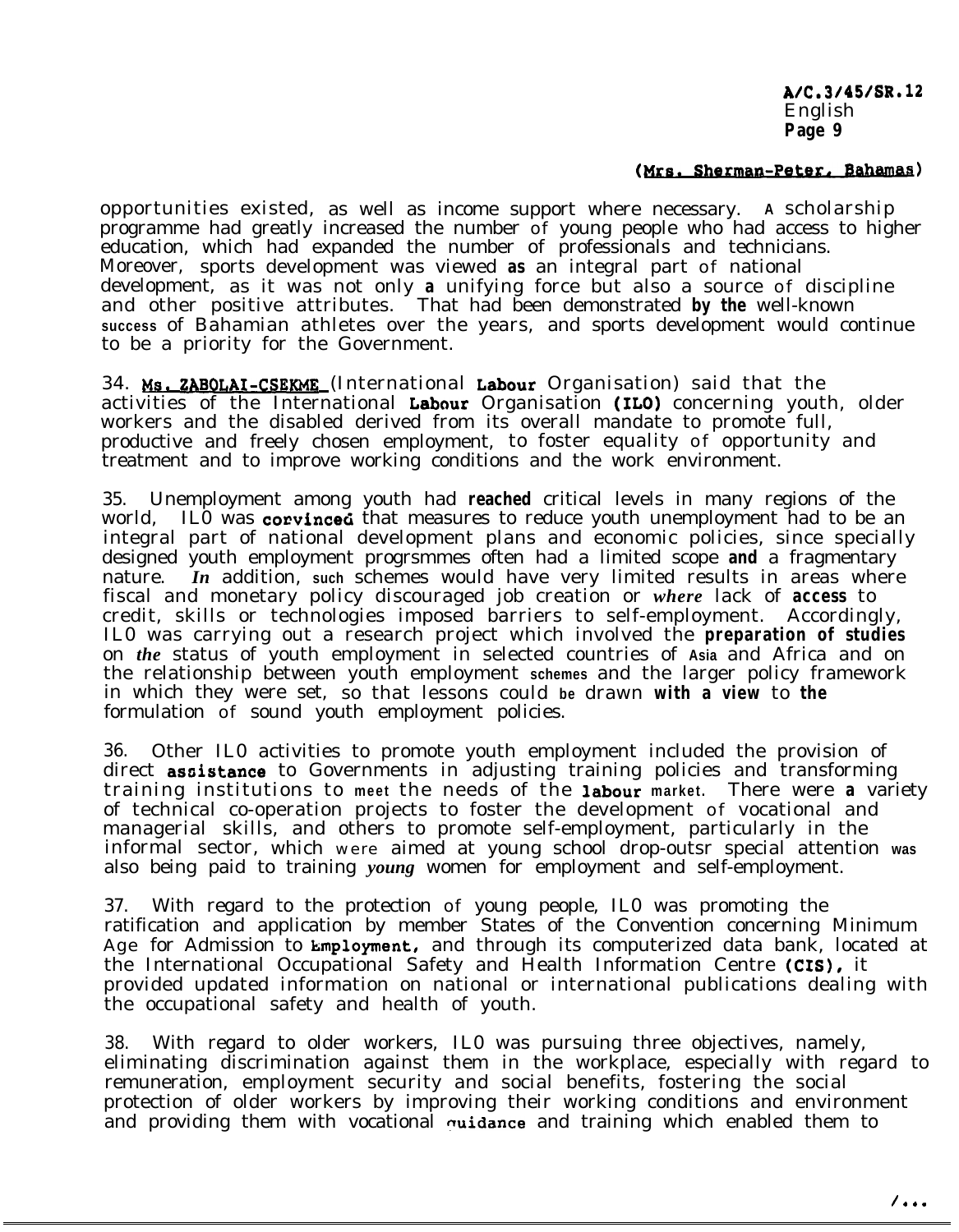(Mrs. Sherman-Peter, Bahamas)

opportunities existed, as well as income support where necessary. A scholarship programme had greatly increased the number of young people who had access to higher education, which had expanded the number of professionals and technicians. Moreover, sports development was viewed as an integral part of national development, as it was not only a unifying force but also a source of discipline and other positive attributes. That had been demonstrated by the well-known success of Bahamian athletes over the years, and sports development would continue to be a priority for the Government.

34. Ms. ZABOLAI-CSEKME (International Labour Organisation) said that the activities of the International Labour Organisation (ILO) concerning youth, older workers and the disabled derived from its overall mandate to promote full, productive and freely chosen employment, to foster equality of opportunity and treatment and to improve working conditions and the work environment.

35. Unemployment among youth had reached critical levels in many regions of the world, ILO was convinced that measures to reduce youth unemployment had to be an integral part of national development plans and economic policies, since specially designed youth employment progrsmmes often had a limited scope and a fragmentary nature. In addition, such schemes would have very limited results in areas where fiscal and monetary policy discouraged job creation or where lack of access to credit, skills or technologies imposed barriers to self-employment. Accordingly, ILO was carrying out a research project which involved the preparation of studies on the status of youth employment in selected countries of Asia and Africa and on the relationship between youth employment schemes and the larger policy framework in which they were set, so that lessons could be drawn with a view to the formulation of sound youth employment policies.

36. Other ILO activities to promote youth employment included the provision of direct assistance to Governments in adjusting training policies and transforming training institutions to meet the needs of the labour market. There were a variety of technical co-operation projects to foster the development of vocational and managerial skills, and others to promote self-employment, particularly in the informal sector, which were aimed at young school drop-outsr special attention was also being paid to training young women for employment and self-employment.

37. With regard to the protection of young people, ILO was promoting the ratification and application by member States of the Convention concerning Minimum Age for Admission to Employment, and through its computerized data bank, located at the International Occupational Safety and Health Information Centre (CIS), it provided updated information on national or international publications dealing with the occupational safety and health of youth.

38. With regard to older workers, ILO was pursuing three objectives, namely, eliminating discrimination against them in the workplace, especially with regard to remuneration, employment security and social benefits, fostering the social protection of older workers by improving their working conditions and environment and providing them with vocational guidance and training which enabled them to

/...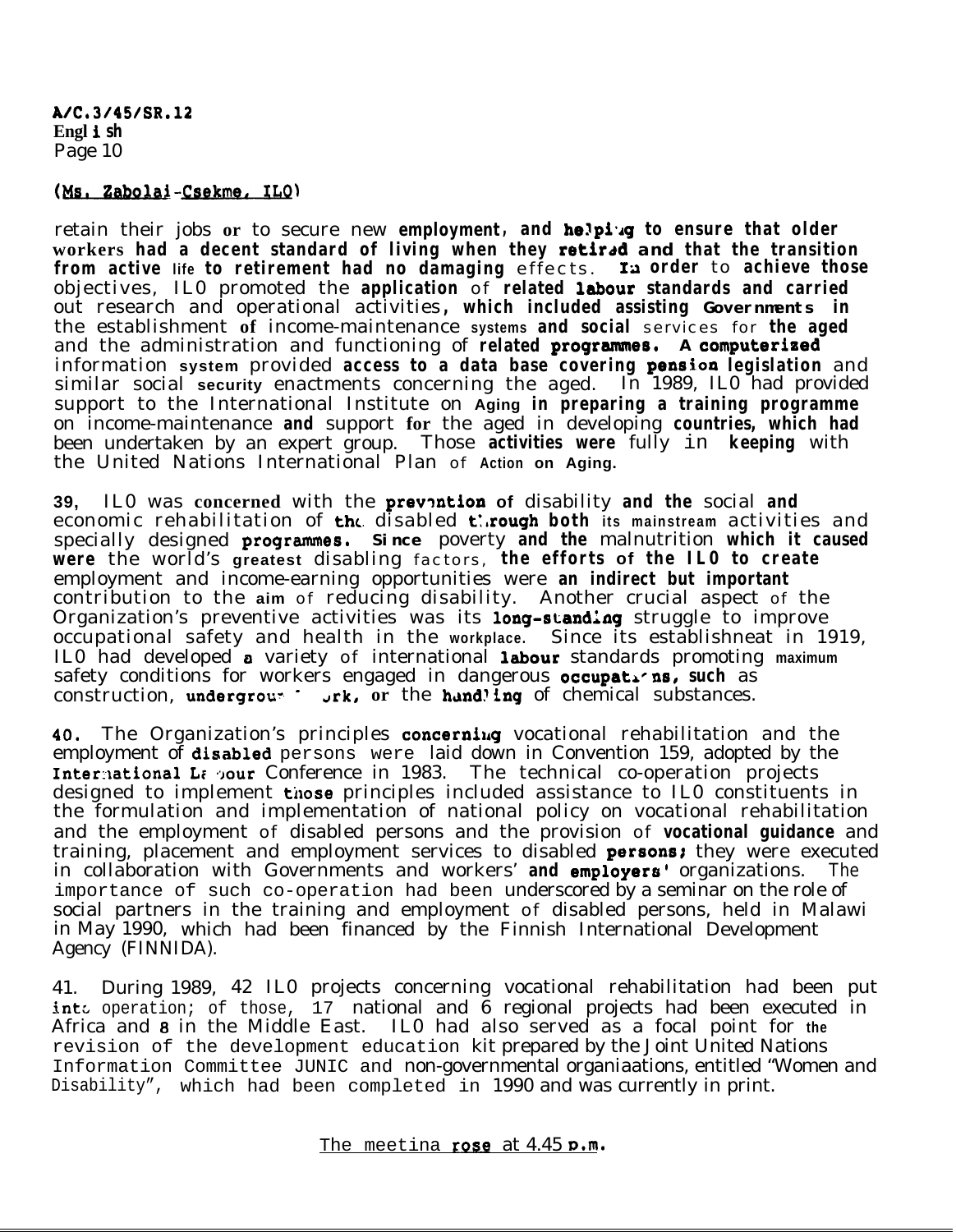(Ms. Zabolai-Csekme, ILO)

retain their jobs or to secure new employment, and helping to ensure that older workers had a decent standard of living when they retired and that the transition from active life to retirement had no damaging effects. In order to achieve those objectives, ILO promoted the application of related labour standards and carried out research and operational activities, which included assisting Governments in the establishment of income-maintenance systems and social services for the aged and the administration and functioning of related programmes. A computerized information system provided access to a data base covering pension legislation and similar social security enactments concerning the aged. In 1989, ILO had provided support to the International Institute on Aging in preparing a training programme on income-maintenance and support for the aged in developing countries, which had been undertaken by an expert group. Those activities were fully in keeping with the United Nations International Plan of Action on Aging.

39. ILO was concerned with the prevention of disability and the social and economic rehabilitation of the disabled through both its mainstream activities and specially designed programmes. Since poverty and the malnutrition which it caused were the world's greatest disabling factors, the efforts of the ILO to create employment and income-earning opportunities were an indirect but important contribution to the aim of reducing disability. Another crucial aspect of the Organization's preventive activities was its long-standing struggle to improve occupational safety and health in the workplace. Since its establishneat in 1919, ILO had developed a variety of international labour standards promoting maximum safety conditions for workers engaged in dangerous occupations, such as construction, underground work, or the handling of chemical substances.

40. The Organization's principles concerning vocational rehabilitation and the employment of disabled persons were laid down in Convention 159, adopted by the International Labour Conference in 1983. The technical co-operation projects designed to implement those principles included assistance to ILO constituents in the formulation and implementation of national policy on vocational rehabilitation and the employment of disabled persons and the provision of vocational guidance and training, placement and employment services to disabled persons; they were executed in collaboration with Governments and workers' and employers' organizations. The importance of such co-operation had been underscored by a seminar on the role of social partners in the training and employment of disabled persons, held in Malawi in May 1990, which had been financed by the Finnish International Development Agency (FINNIDA).

41. During 1989, 42 ILO projects concerning vocational rehabilitation had been put into operation; of those, 17 national and 6 regional projects had been executed in Africa and 8 in the Middle East. ILO had also served as a focal point for the revision of the development education kit prepared by the Joint United Nations Information Committee JUNIC and non-governmental organiaations, entitled "Women and Disability", which had been completed in 1990 and was currently in print.

The meetina rose at 4.45 p.m.